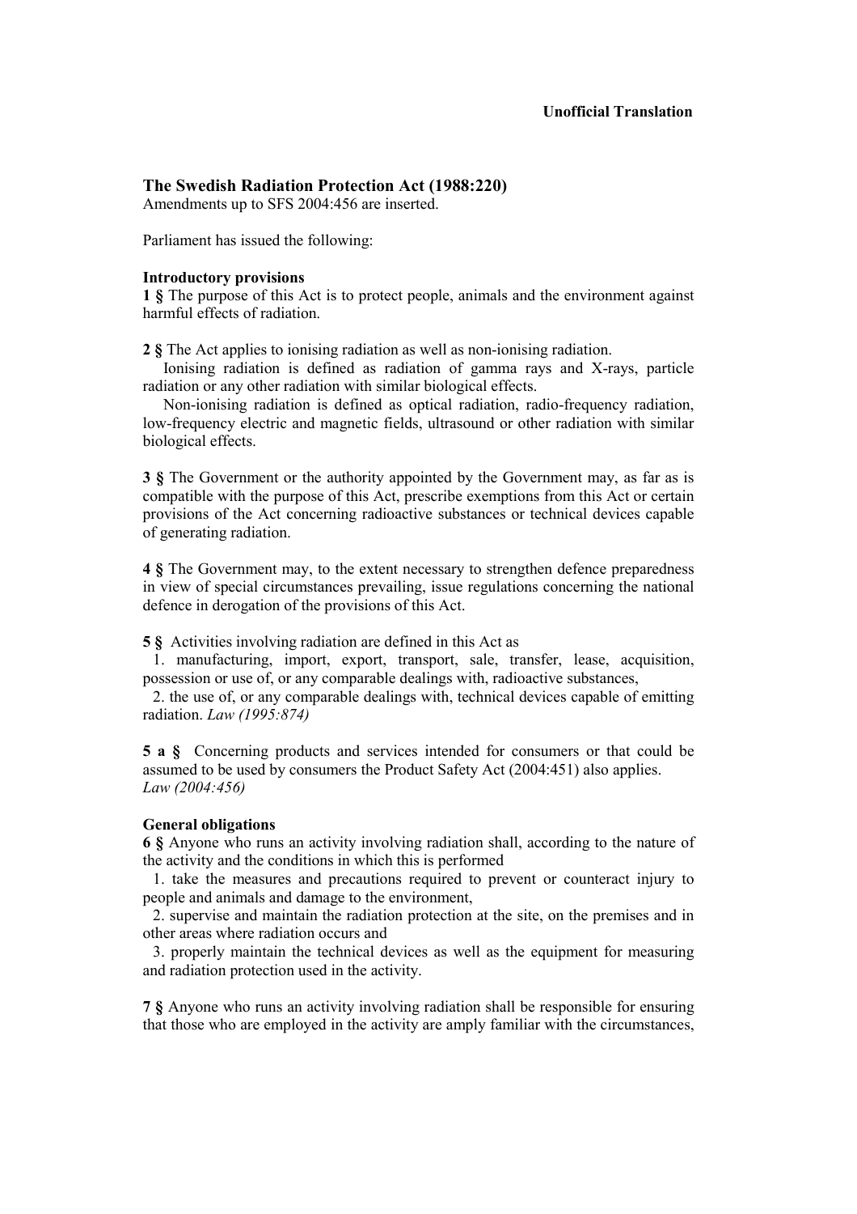**Unofficial Translation**

# The Swedish Radiation Protection Act (1988:220)

Amendments up to SFS 2004:456 are inserted.

Parliament has issued the following:

## Introductory provisions

**1 §** The purpose of this Act is to protect people, animals and the environment against harmful effects of radiation.

**2 §** The Act applies to ionising radiation as well as non-ionising radiation.

Ionising radiation is defined as radiation of gamma rays and X-rays, particle radiation or any other radiation with similar biological effects.

Non-ionising radiation is defined as optical radiation, radio-frequency radiation, low-frequency electric and magnetic fields, ultrasound or other radiation with similar biological effects.

**3 §** The Government or the authority appointed by the Government may, as far as is compatible with the purpose of this Act, prescribe exemptions from this Act or certain provisions of the Act concerning radioactive substances or technical devices capable of generating radiation.

**4 §** The Government may, to the extent necessary to strengthen defence preparedness in view of special circumstances prevailing, issue regulations concerning the national defence in derogation of the provisions of this Act.

**5 §** Activities involving radiation are defined in this Act as

1. manufacturing, import, export, transport, sale, transfer, lease, acquisition, possession or use of, or any comparable dealings with, radioactive substances,
2. the use of, or any comparable dealings with, technical devices capable of emitting radiation. *Law (1995:874)*

**5 a §** Concerning products and services intended for consumers or that could be assumed to be used by consumers the Product Safety Act (2004:451) also applies. *Law (2004:456)*

## General obligations

**6 §** Anyone who runs an activity involving radiation shall, according to the nature of the activity and the conditions in which this is performed

1. take the measures and precautions required to prevent or counteract injury to people and animals and damage to the environment,
2. supervise and maintain the radiation protection at the site, on the premises and in other areas where radiation occurs and
3. properly maintain the technical devices as well as the equipment for measuring and radiation protection used in the activity.

**7 §** Anyone who runs an activity involving radiation shall be responsible for ensuring that those who are employed in the activity are amply familiar with the circumstances,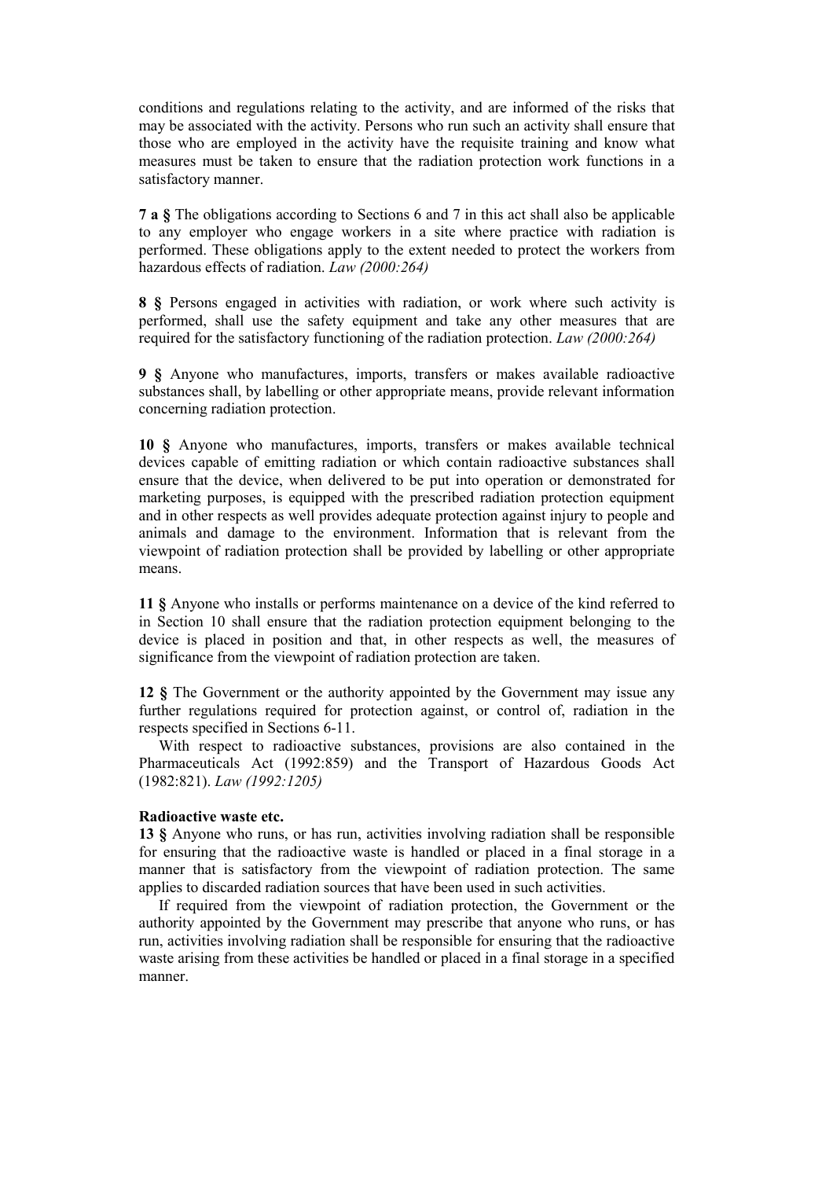conditions and regulations relating to the activity, and are informed of the risks that may be associated with the activity. Persons who run such an activity shall ensure that those who are employed in the activity have the requisite training and know what measures must be taken to ensure that the radiation protection work functions in a satisfactory manner.

**7 a §** The obligations according to Sections 6 and 7 in this act shall also be applicable to any employer who engage workers in a site where practice with radiation is performed. These obligations apply to the extent needed to protect the workers from hazardous effects of radiation. *Law (2000:264)*

**8 §** Persons engaged in activities with radiation, or work where such activity is performed, shall use the safety equipment and take any other measures that are required for the satisfactory functioning of the radiation protection. *Law (2000:264)*

**9 §** Anyone who manufactures, imports, transfers or makes available radioactive substances shall, by labelling or other appropriate means, provide relevant information concerning radiation protection.

**10 §** Anyone who manufactures, imports, transfers or makes available technical devices capable of emitting radiation or which contain radioactive substances shall ensure that the device, when delivered to be put into operation or demonstrated for marketing purposes, is equipped with the prescribed radiation protection equipment and in other respects as well provides adequate protection against injury to people and animals and damage to the environment. Information that is relevant from the viewpoint of radiation protection shall be provided by labelling or other appropriate means.

**11 §** Anyone who installs or performs maintenance on a device of the kind referred to in Section 10 shall ensure that the radiation protection equipment belonging to the device is placed in position and that, in other respects as well, the measures of significance from the viewpoint of radiation protection are taken.

**12 §** The Government or the authority appointed by the Government may issue any further regulations required for protection against, or control of, radiation in the respects specified in Sections 6-11.

With respect to radioactive substances, provisions are also contained in the Pharmaceuticals Act (1992:859) and the Transport of Hazardous Goods Act (1982:821). *Law (1992:1205)*

**Radioactive waste etc.**

**13 §** Anyone who runs, or has run, activities involving radiation shall be responsible for ensuring that the radioactive waste is handled or placed in a final storage in a manner that is satisfactory from the viewpoint of radiation protection. The same applies to discarded radiation sources that have been used in such activities.

If required from the viewpoint of radiation protection, the Government or the authority appointed by the Government may prescribe that anyone who runs, or has run, activities involving radiation shall be responsible for ensuring that the radioactive waste arising from these activities be handled or placed in a final storage in a specified manner.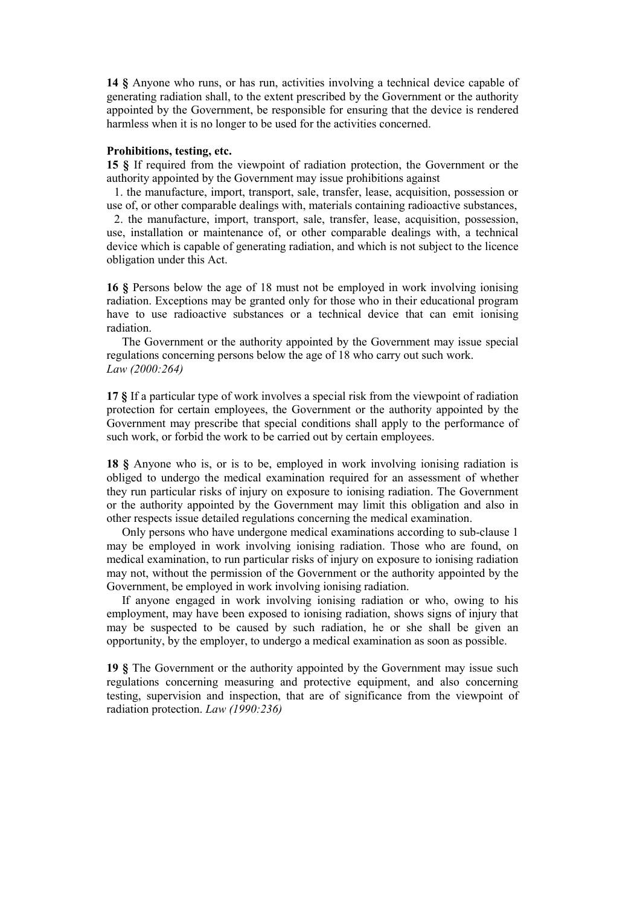**14 §** Anyone who runs, or has run, activities involving a technical device capable of generating radiation shall, to the extent prescribed by the Government or the authority appointed by the Government, be responsible for ensuring that the device is rendered harmless when it is no longer to be used for the activities concerned.

**Prohibitions, testing, etc.**

**15 §** If required from the viewpoint of radiation protection, the Government or the authority appointed by the Government may issue prohibitions against

1. the manufacture, import, transport, sale, transfer, lease, acquisition, possession or use of, or other comparable dealings with, materials containing radioactive substances,
2. the manufacture, import, transport, sale, transfer, lease, acquisition, possession, use, installation or maintenance of, or other comparable dealings with, a technical device which is capable of generating radiation, and which is not subject to the licence obligation under this Act.

**16 §** Persons below the age of 18 must not be employed in work involving ionising radiation. Exceptions may be granted only for those who in their educational program have to use radioactive substances or a technical device that can emit ionising radiation.

The Government or the authority appointed by the Government may issue special regulations concerning persons below the age of 18 who carry out such work.
*Law (2000:264)*

**17 §** If a particular type of work involves a special risk from the viewpoint of radiation protection for certain employees, the Government or the authority appointed by the Government may prescribe that special conditions shall apply to the performance of such work, or forbid the work to be carried out by certain employees.

**18 §** Anyone who is, or is to be, employed in work involving ionising radiation is obliged to undergo the medical examination required for an assessment of whether they run particular risks of injury on exposure to ionising radiation. The Government or the authority appointed by the Government may limit this obligation and also in other respects issue detailed regulations concerning the medical examination.

Only persons who have undergone medical examinations according to sub-clause 1 may be employed in work involving ionising radiation. Those who are found, on medical examination, to run particular risks of injury on exposure to ionising radiation may not, without the permission of the Government or the authority appointed by the Government, be employed in work involving ionising radiation.

If anyone engaged in work involving ionising radiation or who, owing to his employment, may have been exposed to ionising radiation, shows signs of injury that may be suspected to be caused by such radiation, he or she shall be given an opportunity, by the employer, to undergo a medical examination as soon as possible.

**19 §** The Government or the authority appointed by the Government may issue such regulations concerning measuring and protective equipment, and also concerning testing, supervision and inspection, that are of significance from the viewpoint of radiation protection. *Law (1990:236)*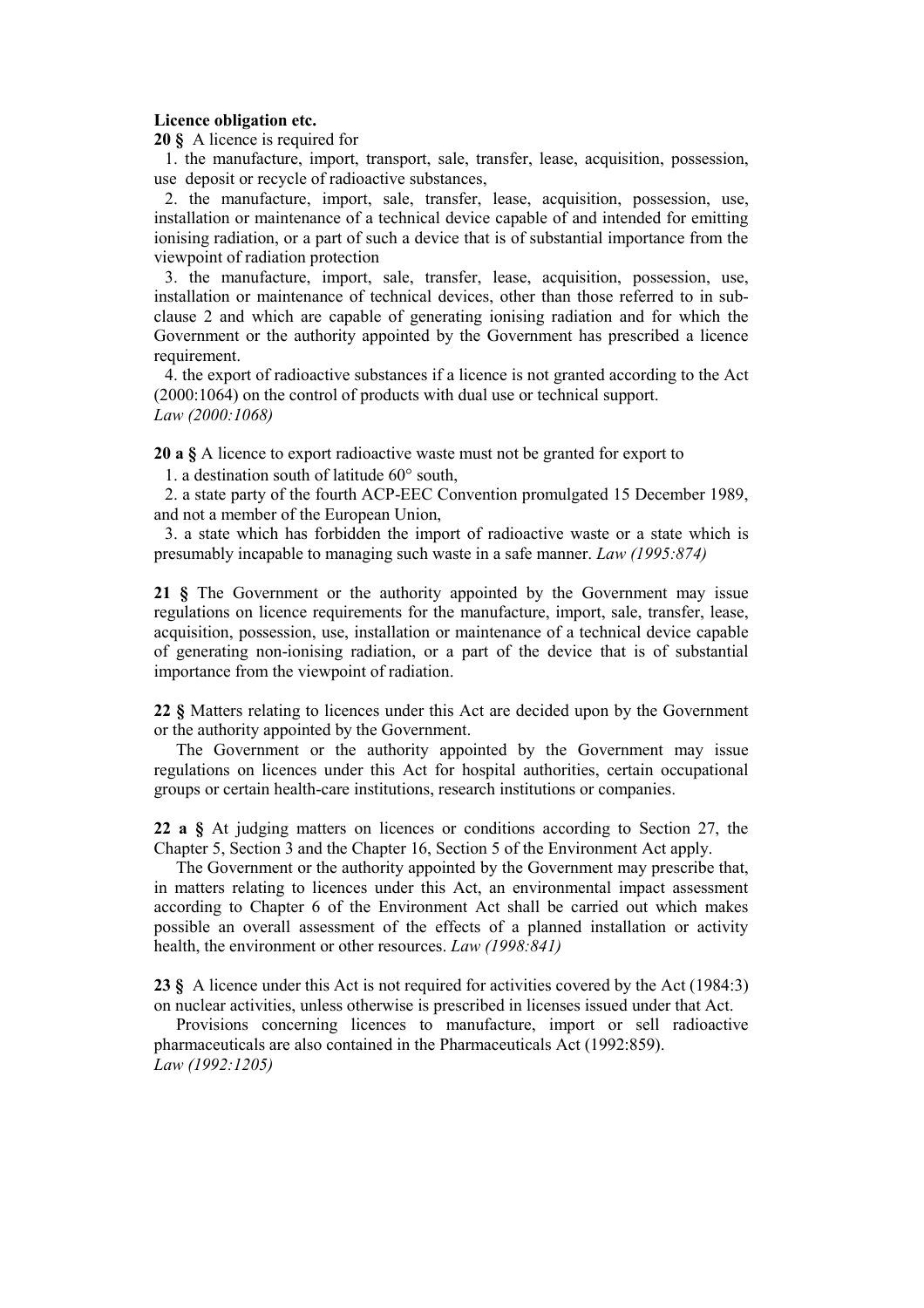**Licence obligation etc.**

**20 §** A licence is required for

1. the manufacture, import, transport, sale, transfer, lease, acquisition, possession, use deposit or recycle of radioactive substances,

2. the manufacture, import, sale, transfer, lease, acquisition, possession, use, installation or maintenance of a technical device capable of and intended for emitting ionising radiation, or a part of such a device that is of substantial importance from the viewpoint of radiation protection

3. the manufacture, import, sale, transfer, lease, acquisition, possession, use, installation or maintenance of technical devices, other than those referred to in sub-clause 2 and which are capable of generating ionising radiation and for which the Government or the authority appointed by the Government has prescribed a licence requirement.

4. the export of radioactive substances if a licence is not granted according to the Act (2000:1064) on the control of products with dual use or technical support.

*Law (2000:1068)*

**20 a §** A licence to export radioactive waste must not be granted for export to

1. a destination south of latitude 60° south,

2. a state party of the fourth ACP-EEC Convention promulgated 15 December 1989, and not a member of the European Union,

3. a state which has forbidden the import of radioactive waste or a state which is presumably incapable to managing such waste in a safe manner. *Law (1995:874)*

**21 §** The Government or the authority appointed by the Government may issue regulations on licence requirements for the manufacture, import, sale, transfer, lease, acquisition, possession, use, installation or maintenance of a technical device capable of generating non-ionising radiation, or a part of the device that is of substantial importance from the viewpoint of radiation.

**22 §** Matters relating to licences under this Act are decided upon by the Government or the authority appointed by the Government.

The Government or the authority appointed by the Government may issue regulations on licences under this Act for hospital authorities, certain occupational groups or certain health-care institutions, research institutions or companies.

**22 a §** At judging matters on licences or conditions according to Section 27, the Chapter 5, Section 3 and the Chapter 16, Section 5 of the Environment Act apply.

The Government or the authority appointed by the Government may prescribe that, in matters relating to licences under this Act, an environmental impact assessment according to Chapter 6 of the Environment Act shall be carried out which makes possible an overall assessment of the effects of a planned installation or activity health, the environment or other resources. *Law (1998:841)*

**23 §** A licence under this Act is not required for activities covered by the Act (1984:3) on nuclear activities, unless otherwise is prescribed in licenses issued under that Act.

Provisions concerning licences to manufacture, import or sell radioactive pharmaceuticals are also contained in the Pharmaceuticals Act (1992:859).

*Law (1992:1205)*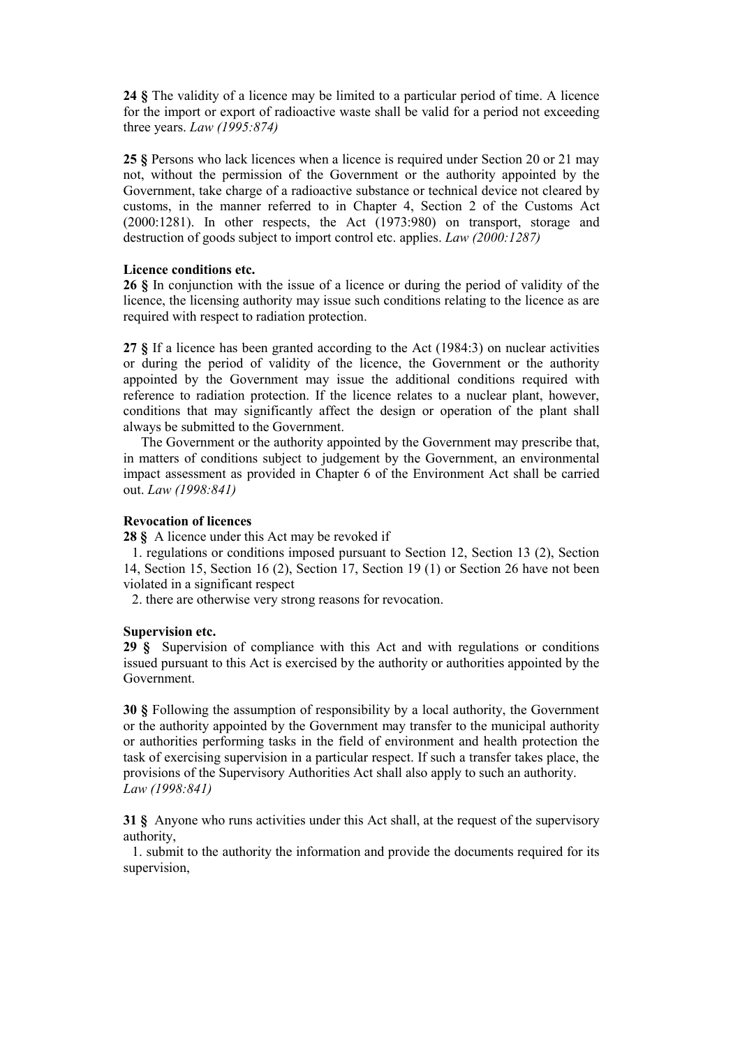**24 §** The validity of a licence may be limited to a particular period of time. A licence for the import or export of radioactive waste shall be valid for a period not exceeding three years. *Law (1995:874)*

**25 §** Persons who lack licences when a licence is required under Section 20 or 21 may not, without the permission of the Government or the authority appointed by the Government, take charge of a radioactive substance or technical device not cleared by customs, in the manner referred to in Chapter 4, Section 2 of the Customs Act (2000:1281). In other respects, the Act (1973:980) on transport, storage and destruction of goods subject to import control etc. applies. *Law (2000:1287)*

**Licence conditions etc.**

**26 §** In conjunction with the issue of a licence or during the period of validity of the licence, the licensing authority may issue such conditions relating to the licence as are required with respect to radiation protection.

**27 §** If a licence has been granted according to the Act (1984:3) on nuclear activities or during the period of validity of the licence, the Government or the authority appointed by the Government may issue the additional conditions required with reference to radiation protection. If the licence relates to a nuclear plant, however, conditions that may significantly affect the design or operation of the plant shall always be submitted to the Government.

The Government or the authority appointed by the Government may prescribe that, in matters of conditions subject to judgement by the Government, an environmental impact assessment as provided in Chapter 6 of the Environment Act shall be carried out. *Law (1998:841)*

**Revocation of licences**

**28 §** A licence under this Act may be revoked if

1. regulations or conditions imposed pursuant to Section 12, Section 13 (2), Section 14, Section 15, Section 16 (2), Section 17, Section 19 (1) or Section 26 have not been violated in a significant respect
2. there are otherwise very strong reasons for revocation.

**Supervision etc.**

**29 §** Supervision of compliance with this Act and with regulations or conditions issued pursuant to this Act is exercised by the authority or authorities appointed by the Government.

**30 §** Following the assumption of responsibility by a local authority, the Government or the authority appointed by the Government may transfer to the municipal authority or authorities performing tasks in the field of environment and health protection the task of exercising supervision in a particular respect. If such a transfer takes place, the provisions of the Supervisory Authorities Act shall also apply to such an authority. *Law (1998:841)*

**31 §** Anyone who runs activities under this Act shall, at the request of the supervisory authority,

1. submit to the authority the information and provide the documents required for its supervision,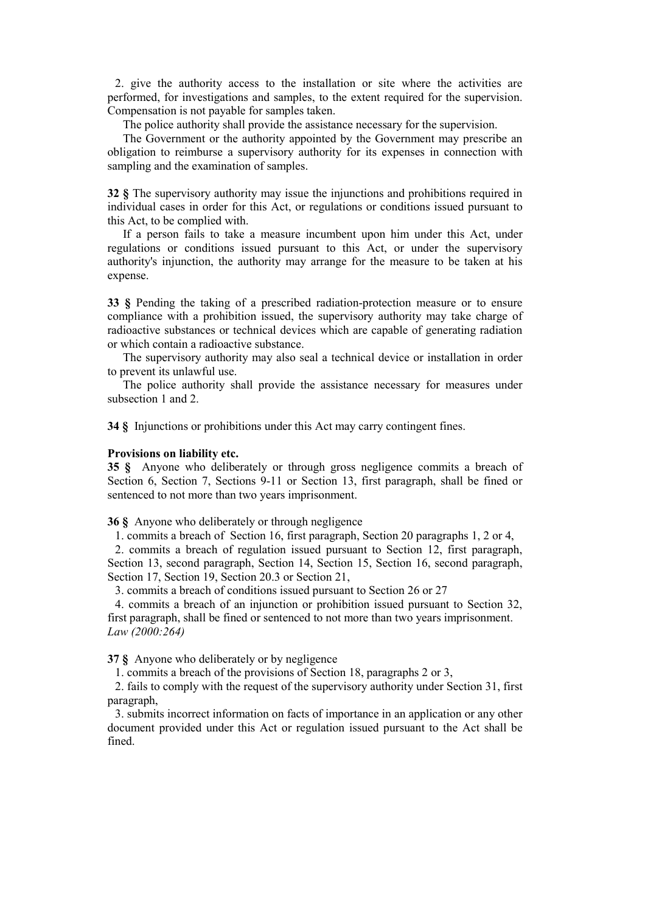2. give the authority access to the installation or site where the activities are performed, for investigations and samples, to the extent required for the supervision. Compensation is not payable for samples taken.

The police authority shall provide the assistance necessary for the supervision.

The Government or the authority appointed by the Government may prescribe an obligation to reimburse a supervisory authority for its expenses in connection with sampling and the examination of samples.

**32 §** The supervisory authority may issue the injunctions and prohibitions required in individual cases in order for this Act, or regulations or conditions issued pursuant to this Act, to be complied with.

If a person fails to take a measure incumbent upon him under this Act, under regulations or conditions issued pursuant to this Act, or under the supervisory authority's injunction, the authority may arrange for the measure to be taken at his expense.

**33 §** Pending the taking of a prescribed radiation-protection measure or to ensure compliance with a prohibition issued, the supervisory authority may take charge of radioactive substances or technical devices which are capable of generating radiation or which contain a radioactive substance.

The supervisory authority may also seal a technical device or installation in order to prevent its unlawful use.

The police authority shall provide the assistance necessary for measures under subsection 1 and 2.

**34 §** Injunctions or prohibitions under this Act may carry contingent fines.

**Provisions on liability etc.**

**35 §** Anyone who deliberately or through gross negligence commits a breach of Section 6, Section 7, Sections 9-11 or Section 13, first paragraph, shall be fined or sentenced to not more than two years imprisonment.

**36 §** Anyone who deliberately or through negligence

1. commits a breach of Section 16, first paragraph, Section 20 paragraphs 1, 2 or 4,
2. commits a breach of regulation issued pursuant to Section 12, first paragraph, Section 13, second paragraph, Section 14, Section 15, Section 16, second paragraph, Section 17, Section 19, Section 20.3 or Section 21,
3. commits a breach of conditions issued pursuant to Section 26 or 27
4. commits a breach of an injunction or prohibition issued pursuant to Section 32, first paragraph, shall be fined or sentenced to not more than two years imprisonment.

*Law (2000:264)*

**37 §** Anyone who deliberately or by negligence

1. commits a breach of the provisions of Section 18, paragraphs 2 or 3,
2. fails to comply with the request of the supervisory authority under Section 31, first paragraph,
3. submits incorrect information on facts of importance in an application or any other document provided under this Act or regulation issued pursuant to the Act shall be fined.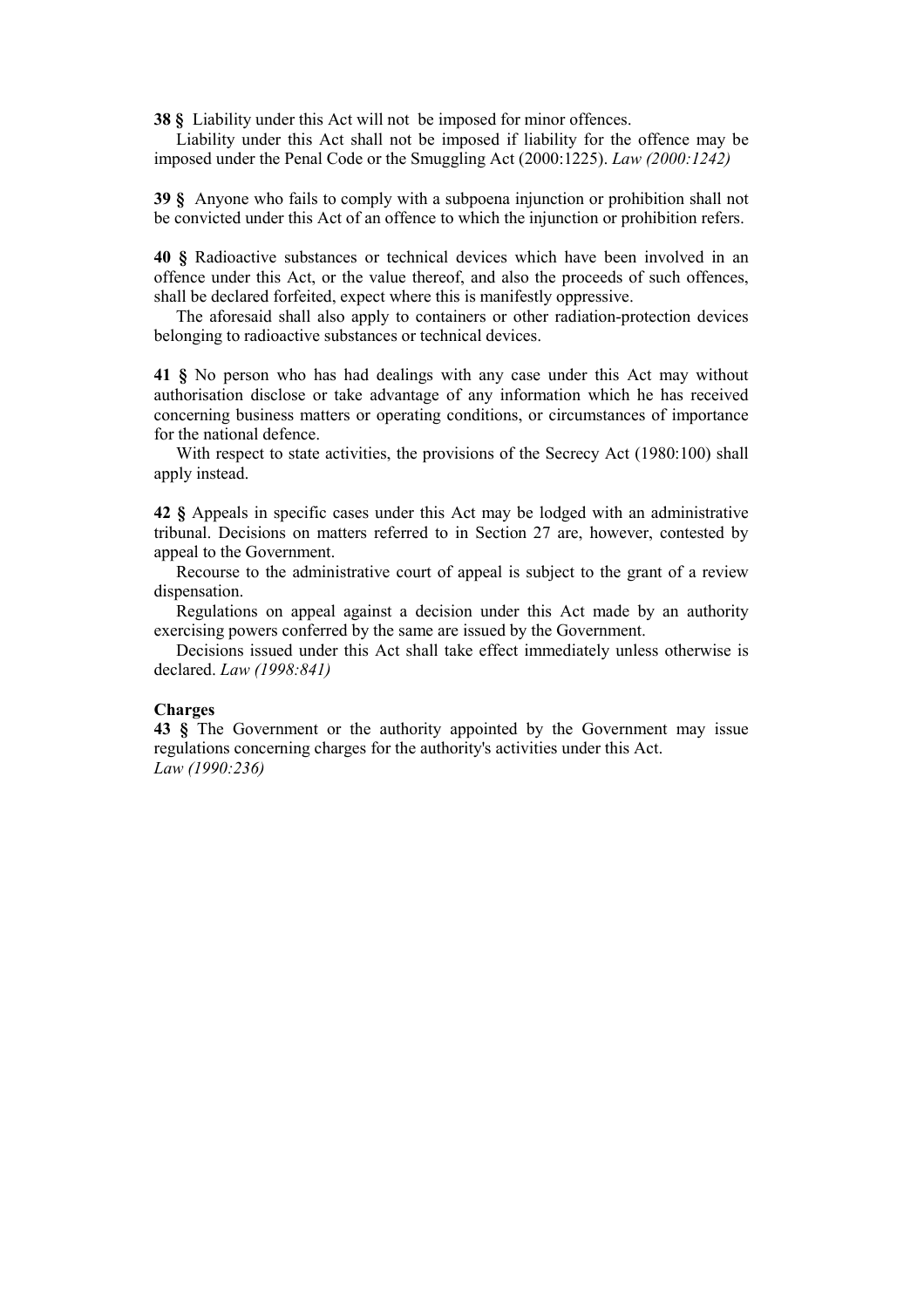**38 §** Liability under this Act will not be imposed for minor offences.

Liability under this Act shall not be imposed if liability for the offence may be imposed under the Penal Code or the Smuggling Act (2000:1225). *Law (2000:1242)*

**39 §** Anyone who fails to comply with a subpoena injunction or prohibition shall not be convicted under this Act of an offence to which the injunction or prohibition refers.

**40 §** Radioactive substances or technical devices which have been involved in an offence under this Act, or the value thereof, and also the proceeds of such offences, shall be declared forfeited, expect where this is manifestly oppressive.

The aforesaid shall also apply to containers or other radiation-protection devices belonging to radioactive substances or technical devices.

**41 §** No person who has had dealings with any case under this Act may without authorisation disclose or take advantage of any information which he has received concerning business matters or operating conditions, or circumstances of importance for the national defence.

With respect to state activities, the provisions of the Secrecy Act (1980:100) shall apply instead.

**42 §** Appeals in specific cases under this Act may be lodged with an administrative tribunal. Decisions on matters referred to in Section 27 are, however, contested by appeal to the Government.

Recourse to the administrative court of appeal is subject to the grant of a review dispensation.

Regulations on appeal against a decision under this Act made by an authority exercising powers conferred by the same are issued by the Government.

Decisions issued under this Act shall take effect immediately unless otherwise is declared. *Law (1998:841)*

**Charges**

**43 §** The Government or the authority appointed by the Government may issue regulations concerning charges for the authority's activities under this Act.
*Law (1990:236)*